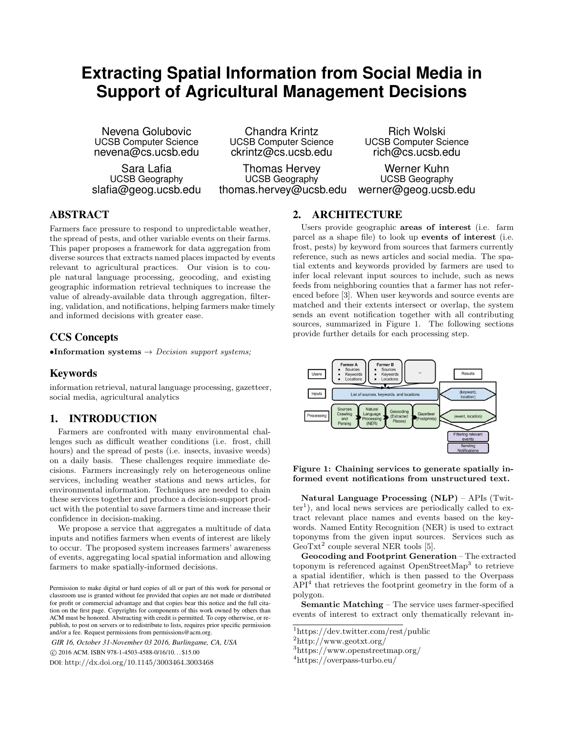# Extracting Spatial Information from Social Media in Support of Agricultural Management Decisions

Nevena Golubovic
UCSB Computer Science
nevena@cs.ucsb.edu

Chandra Krintz
UCSB Computer Science
ckrintz@cs.ucsb.edu

Rich Wolski
UCSB Computer Science
rich@cs.ucsb.edu

Sara Lafia
UCSB Geography
slafia@geog.ucsb.edu

Thomas Hervey
UCSB Geography
thomas.hervey@ucsb.edu

Werner Kuhn
UCSB Geography
werner@geog.ucsb.edu

## ABSTRACT

Farmers face pressure to respond to unpredictable weather, the spread of pests, and other variable events on their farms. This paper proposes a framework for data aggregation from diverse sources that extracts named places impacted by events relevant to agricultural practices. Our vision is to couple natural language processing, geocoding, and existing geographic information retrieval techniques to increase the value of already-available data through aggregation, filtering, validation, and notifications, helping farmers make timely and informed decisions with greater ease.

## CCS Concepts

•**Information systems** → *Decision support systems;*

## Keywords

information retrieval, natural language processing, gazetteer, social media, agricultural analytics

## 1. INTRODUCTION

Farmers are confronted with many environmental challenges such as difficult weather conditions (i.e. frost, chill hours) and the spread of pests (i.e. insects, invasive weeds) on a daily basis. These challenges require immediate decisions. Farmers increasingly rely on heterogeneous online services, including weather stations and news articles, for environmental information. Techniques are needed to chain these services together and produce a decision-support product with the potential to save farmers time and increase their confidence in decision-making.

We propose a service that aggregates a multitude of data inputs and notifies farmers when events of interest are likely to occur. The proposed system increases farmers' awareness of events, aggregating local spatial information and allowing farmers to make spatially-informed decisions.

Permission to make digital or hard copies of all or part of this work for personal or classroom use is granted without fee provided that copies are not made or distributed for profit or commercial advantage and that copies bear this notice and the full citation on the first page. Copyrights for components of this work owned by others than ACM must be honored. Abstracting with credit is permitted. To copy otherwise, or republish, to post on servers or to redistribute to lists, requires prior specific permission and/or a fee. Request permissions from permissions@acm.org.

*GIR 16, October 31-November 03 2016, Burlingame, CA, USA*
© 2016 ACM. ISBN 978-1-4503-4588-0/16/10...$15.00
DOI: http://dx.doi.org/10.1145/3003464.3003468

## 2. ARCHITECTURE

Users provide geographic **areas of interest** (i.e. farm parcel as a shape file) to look up **events of interest** (i.e. frost, pests) by keyword from sources that farmers currently reference, such as news articles and social media. The spatial extents and keywords provided by farmers are used to infer local relevant input sources to include, such as news feeds from neighboring counties that a farmer has not referenced before [3]. When user keywords and source events are matched and their extents intersect or overlap, the system sends an event notification together with all contributing sources, summarized in Figure 1. The following sections provide further details for each processing step.

**Figure 1: Chaining services to generate spatially informed event notifications from unstructured text.**

**Natural Language Processing (NLP)** – APIs (Twitter[1]), and local news services are periodically called to extract relevant place names and events based on the keywords. Named Entity Recognition (NER) is used to extract toponyms from the given input sources. Services such as GeoTxt[2] couple several NER tools [5].

**Geocoding and Footprint Generation** – The extracted toponym is referenced against OpenStreetMap[3] to retrieve a spatial identifier, which is then passed to the Overpass API[4] that retrieves the footprint geometry in the form of a polygon.

**Semantic Matching** – The service uses farmer-specified events of interest to extract only thematically relevant in-

[1]https://dev.twitter.com/rest/public
[2]http://www.geotxt.org/
[3]https://www.openstreetmap.org/
[4]https://overpass-turbo.eu/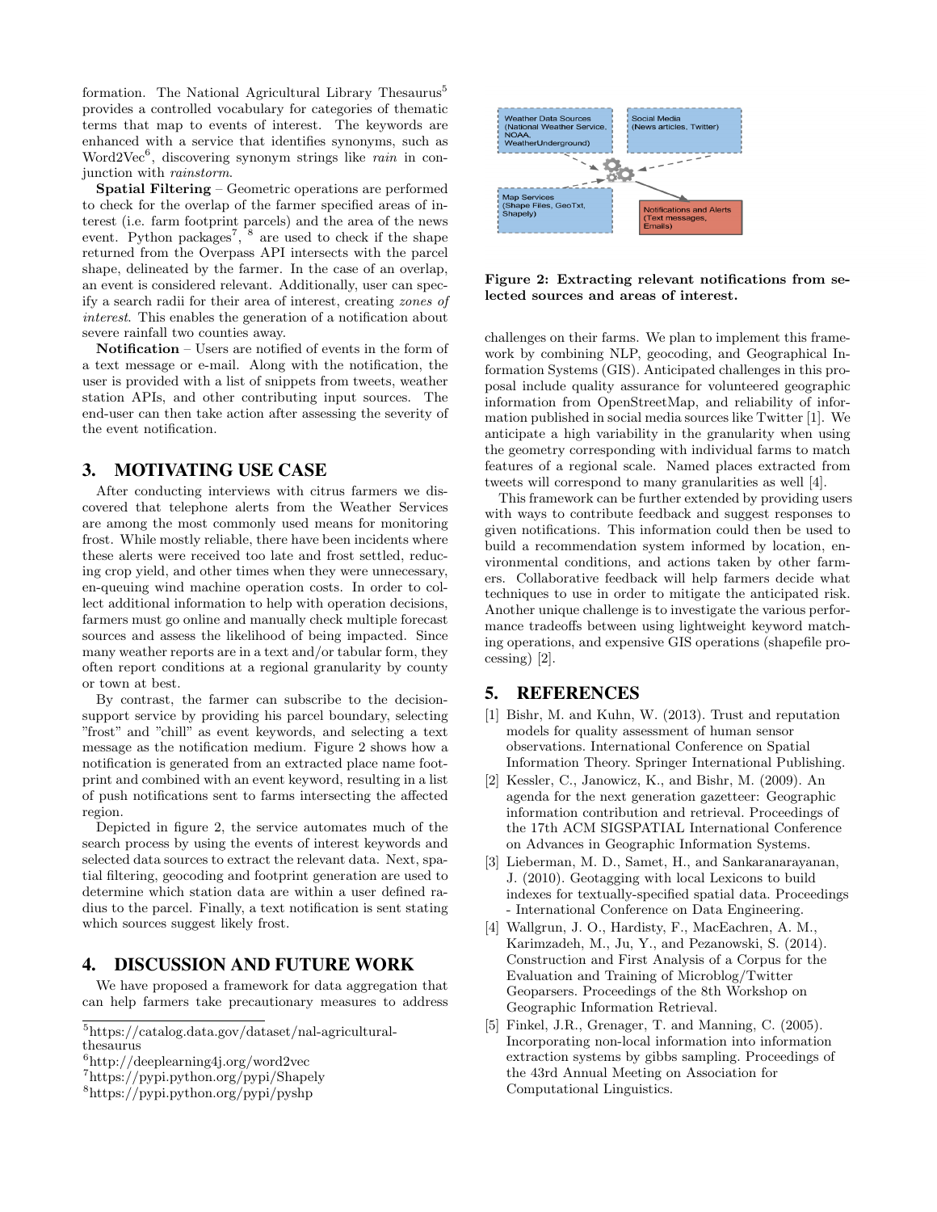formation. The National Agricultural Library Thesaurus[5] provides a controlled vocabulary for categories of thematic terms that map to events of interest. The keywords are enhanced with a service that identifies synonyms, such as Word2Vec[6], discovering synonym strings like *rain* in conjunction with *rainstorm*.

**Spatial Filtering** – Geometric operations are performed to check for the overlap of the farmer specified areas of interest (i.e. farm footprint parcels) and the area of the news event. Python packages[7], [8] are used to check if the shape returned from the Overpass API intersects with the parcel shape, delineated by the farmer. In the case of an overlap, an event is considered relevant. Additionally, user can specify a search radii for their area of interest, creating *zones of interest*. This enables the generation of a notification about severe rainfall two counties away.

**Notification** – Users are notified of events in the form of a text message or e-mail. Along with the notification, the user is provided with a list of snippets from tweets, weather station APIs, and other contributing input sources. The end-user can then take action after assessing the severity of the event notification.

## 3. MOTIVATING USE CASE

After conducting interviews with citrus farmers we discovered that telephone alerts from the Weather Services are among the most commonly used means for monitoring frost. While mostly reliable, there have been incidents where these alerts were received too late and frost settled, reducing crop yield, and other times when they were unnecessary, en-queuing wind machine operation costs. In order to collect additional information to help with operation decisions, farmers must go online and manually check multiple forecast sources and assess the likelihood of being impacted. Since many weather reports are in a text and/or tabular form, they often report conditions at a regional granularity by county or town at best.

By contrast, the farmer can subscribe to the decision-support service by providing his parcel boundary, selecting "frost" and "chill" as event keywords, and selecting a text message as the notification medium. Figure 2 shows how a notification is generated from an extracted place name footprint and combined with an event keyword, resulting in a list of push notifications sent to farms intersecting the affected region.

Depicted in figure 2, the service automates much of the search process by using the events of interest keywords and selected data sources to extract the relevant data. Next, spatial filtering, geocoding and footprint generation are used to determine which station data are within a user defined radius to the parcel. Finally, a text notification is sent stating which sources suggest likely frost.

## 4. DISCUSSION AND FUTURE WORK

We have proposed a framework for data aggregation that can help farmers take precautionary measures to address challenges on their farms. We plan to implement this framework by combining NLP, geocoding, and Geographical Information Systems (GIS). Anticipated challenges in this proposal include quality assurance for volunteered geographic information from OpenStreetMap, and reliability of information published in social media sources like Twitter [1]. We anticipate a high variability in the granularity when using the geometry corresponding with individual farms to match features of a regional scale. Named places extracted from tweets will correspond to many granularities as well [4].

Weather Data Sources (National Weather Service, NOAA, WeatherUnderground)

Social Media (News articles, Twitter)

Map Services (Shape Files, GeoTxt, Shapely)

Notifications and Alerts (Text messages, Emails)

**Figure 2: Extracting relevant notifications from selected sources and areas of interest.**

This framework can be further extended by providing users with ways to contribute feedback and suggest responses to given notifications. This information could then be used to build a recommendation system informed by location, environmental conditions, and actions taken by other farmers. Collaborative feedback will help farmers decide what techniques to use in order to mitigate the anticipated risk. Another unique challenge is to investigate the various performance tradeoffs between using lightweight keyword matching operations, and expensive GIS operations (shapefile processing) [2].

## 5. REFERENCES

[1] Bishr, M. and Kuhn, W. (2013). Trust and reputation models for quality assessment of human sensor observations. International Conference on Spatial Information Theory. Springer International Publishing.

[2] Kessler, C., Janowicz, K., and Bishr, M. (2009). An agenda for the next generation gazetteer: Geographic information contribution and retrieval. Proceedings of the 17th ACM SIGSPATIAL International Conference on Advances in Geographic Information Systems.

[3] Lieberman, M. D., Samet, H., and Sankaranarayanan, J. (2010). Geotagging with local Lexicons to build indexes for textually-specified spatial data. Proceedings - International Conference on Data Engineering.

[4] Wallgrun, J. O., Hardisty, F., MacEachren, A. M., Karimzadeh, M., Ju, Y., and Pezanowski, S. (2014). Construction and First Analysis of a Corpus for the Evaluation and Training of Microblog/Twitter Geoparsers. Proceedings of the 8th Workshop on Geographic Information Retrieval.

[5] Finkel, J.R., Grenager, T. and Manning, C. (2005). Incorporating non-local information into information extraction systems by gibbs sampling. Proceedings of the 43rd Annual Meeting on Association for Computational Linguistics.

---

[5] https://catalog.data.gov/dataset/nal-agricultural-thesaurus

[6] http://deeplearning4j.org/word2vec

[7] https://pypi.python.org/pypi/Shapely

[8] https://pypi.python.org/pypi/pyshp